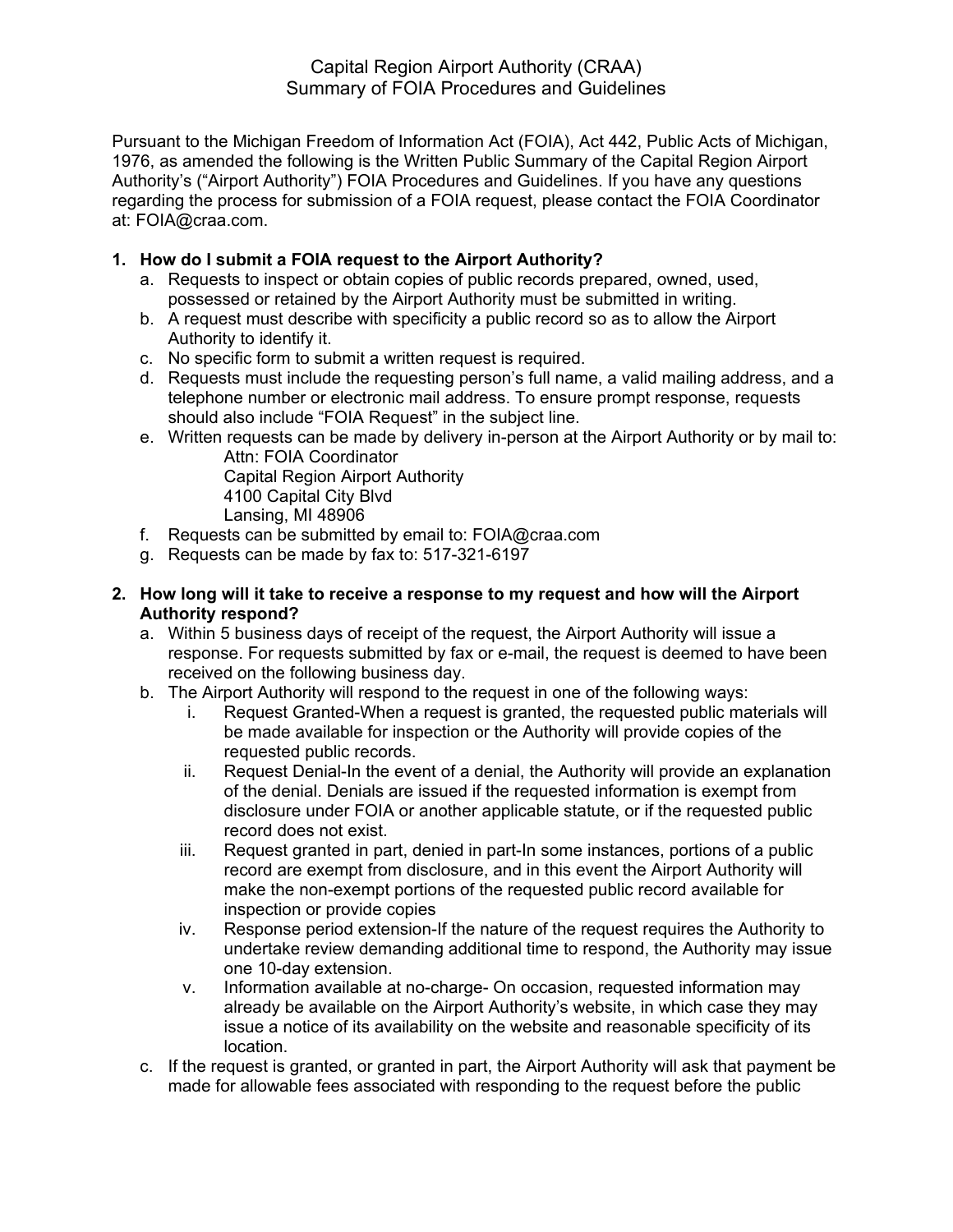# Capital Region Airport Authority (CRAA)
## Summary of FOIA Procedures and Guidelines

Pursuant to the Michigan Freedom of Information Act (FOIA), Act 442, Public Acts of Michigan, 1976, as amended the following is the Written Public Summary of the Capital Region Airport Authority's ("Airport Authority") FOIA Procedures and Guidelines. If you have any questions regarding the process for submission of a FOIA request, please contact the FOIA Coordinator at: FOIA@craa.com.

**1. How do I submit a FOIA request to the Airport Authority?**

a. Requests to inspect or obtain copies of public records prepared, owned, used, possessed or retained by the Airport Authority must be submitted in writing.

b. A request must describe with specificity a public record so as to allow the Airport Authority to identify it.

c. No specific form to submit a written request is required.

d. Requests must include the requesting person's full name, a valid mailing address, and a telephone number or electronic mail address. To ensure prompt response, requests should also include "FOIA Request" in the subject line.

e. Written requests can be made by delivery in-person at the Airport Authority or by mail to:

   Attn: FOIA Coordinator
   Capital Region Airport Authority
   4100 Capital City Blvd
   Lansing, MI 48906

f. Requests can be submitted by email to: FOIA@craa.com

g. Requests can be made by fax to: 517-321-6197

**2. How long will it take to receive a response to my request and how will the Airport Authority respond?**

a. Within 5 business days of receipt of the request, the Airport Authority will issue a response. For requests submitted by fax or e-mail, the request is deemed to have been received on the following business day.

b. The Airport Authority will respond to the request in one of the following ways:

   i. Request Granted-When a request is granted, the requested public materials will be made available for inspection or the Authority will provide copies of the requested public records.

   ii. Request Denial-In the event of a denial, the Authority will provide an explanation of the denial. Denials are issued if the requested information is exempt from disclosure under FOIA or another applicable statute, or if the requested public record does not exist.

   iii. Request granted in part, denied in part-In some instances, portions of a public record are exempt from disclosure, and in this event the Airport Authority will make the non-exempt portions of the requested public record available for inspection or provide copies

   iv. Response period extension-If the nature of the request requires the Authority to undertake review demanding additional time to respond, the Authority may issue one 10-day extension.

   v. Information available at no-charge- On occasion, requested information may already be available on the Airport Authority's website, in which case they may issue a notice of its availability on the website and reasonable specificity of its location.

c. If the request is granted, or granted in part, the Airport Authority will ask that payment be made for allowable fees associated with responding to the request before the public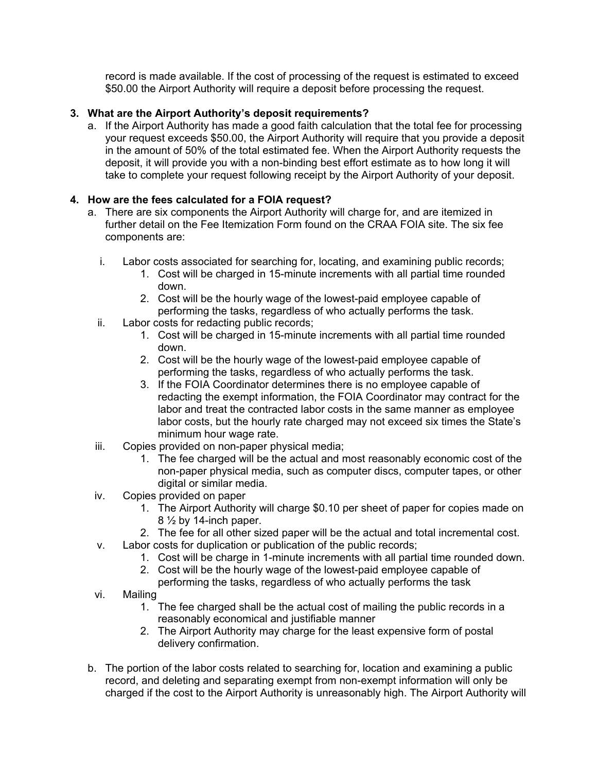record is made available. If the cost of processing of the request is estimated to exceed $50.00 the Airport Authority will require a deposit before processing the request.

3. **What are the Airport Authority's deposit requirements?**
   a. If the Airport Authority has made a good faith calculation that the total fee for processing your request exceeds $50.00, the Airport Authority will require that you provide a deposit in the amount of 50% of the total estimated fee. When the Airport Authority requests the deposit, it will provide you with a non-binding best effort estimate as to how long it will take to complete your request following receipt by the Airport Authority of your deposit.

4. **How are the fees calculated for a FOIA request?**
   a. There are six components the Airport Authority will charge for, and are itemized in further detail on the Fee Itemization Form found on the CRAA FOIA site. The six fee components are:

      i. Labor costs associated for searching for, locating, and examining public records;
         1. Cost will be charged in 15-minute increments with all partial time rounded down.
         2. Cost will be the hourly wage of the lowest-paid employee capable of performing the tasks, regardless of who actually performs the task.

      ii. Labor costs for redacting public records;
         1. Cost will be charged in 15-minute increments with all partial time rounded down.
         2. Cost will be the hourly wage of the lowest-paid employee capable of performing the tasks, regardless of who actually performs the task.
         3. If the FOIA Coordinator determines there is no employee capable of redacting the exempt information, the FOIA Coordinator may contract for the labor and treat the contracted labor costs in the same manner as employee labor costs, but the hourly rate charged may not exceed six times the State's minimum hour wage rate.

      iii. Copies provided on non-paper physical media;
         1. The fee charged will be the actual and most reasonably economic cost of the non-paper physical media, such as computer discs, computer tapes, or other digital or similar media.

      iv. Copies provided on paper
         1. The Airport Authority will charge $0.10 per sheet of paper for copies made on 8 ½ by 14-inch paper.
         2. The fee for all other sized paper will be the actual and total incremental cost.

      v. Labor costs for duplication or publication of the public records;
         1. Cost will be charge in 1-minute increments with all partial time rounded down.
         2. Cost will be the hourly wage of the lowest-paid employee capable of performing the tasks, regardless of who actually performs the task

      vi. Mailing
         1. The fee charged shall be the actual cost of mailing the public records in a reasonably economical and justifiable manner
         2. The Airport Authority may charge for the least expensive form of postal delivery confirmation.

   b. The portion of the labor costs related to searching for, location and examining a public record, and deleting and separating exempt from non-exempt information will only be charged if the cost to the Airport Authority is unreasonably high. The Airport Authority will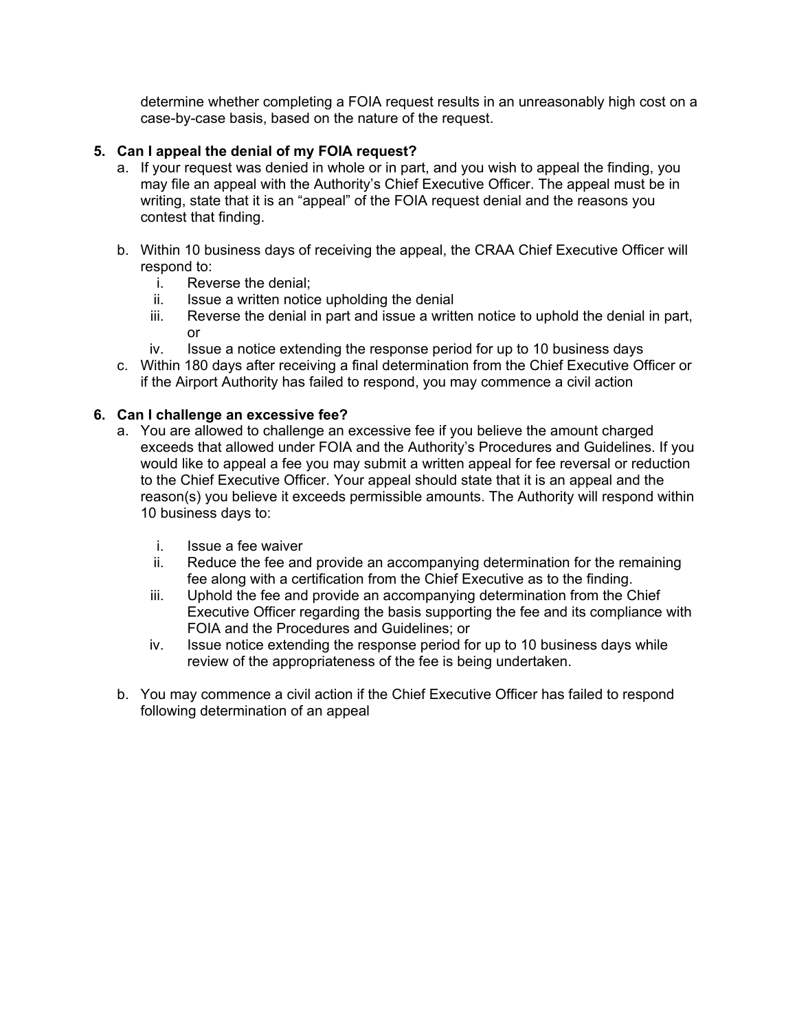determine whether completing a FOIA request results in an unreasonably high cost on a case-by-case basis, based on the nature of the request.

5. **Can I appeal the denial of my FOIA request?**
   a. If your request was denied in whole or in part, and you wish to appeal the finding, you may file an appeal with the Authority's Chief Executive Officer. The appeal must be in writing, state that it is an "appeal" of the FOIA request denial and the reasons you contest that finding.

   b. Within 10 business days of receiving the appeal, the CRAA Chief Executive Officer will respond to:
      i. Reverse the denial;
      ii. Issue a written notice upholding the denial
      iii. Reverse the denial in part and issue a written notice to uphold the denial in part, or
      iv. Issue a notice extending the response period for up to 10 business days
   c. Within 180 days after receiving a final determination from the Chief Executive Officer or if the Airport Authority has failed to respond, you may commence a civil action

6. **Can I challenge an excessive fee?**
   a. You are allowed to challenge an excessive fee if you believe the amount charged exceeds that allowed under FOIA and the Authority's Procedures and Guidelines. If you would like to appeal a fee you may submit a written appeal for fee reversal or reduction to the Chief Executive Officer. Your appeal should state that it is an appeal and the reason(s) you believe it exceeds permissible amounts. The Authority will respond within 10 business days to:

      i. Issue a fee waiver
      ii. Reduce the fee and provide an accompanying determination for the remaining fee along with a certification from the Chief Executive as to the finding.
      iii. Uphold the fee and provide an accompanying determination from the Chief Executive Officer regarding the basis supporting the fee and its compliance with FOIA and the Procedures and Guidelines; or
      iv. Issue notice extending the response period for up to 10 business days while review of the appropriateness of the fee is being undertaken.

   b. You may commence a civil action if the Chief Executive Officer has failed to respond following determination of an appeal